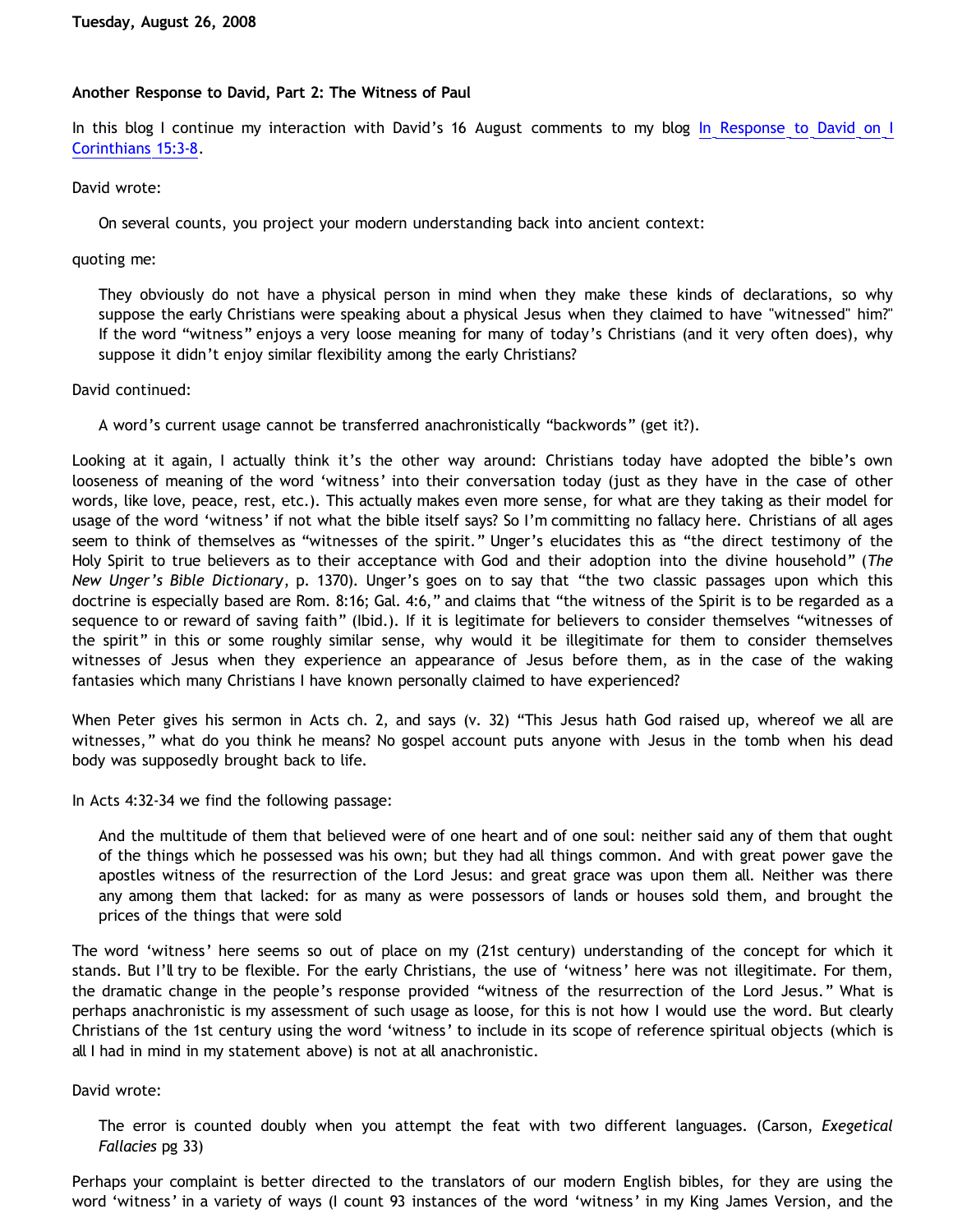**Tuesday, August 26, 2008**

**Another Response to David, Part 2: The Witness of Paul**

In this blog I continue my interaction with David's 16 August comments to my blog In Response to David on I Corinthians 15:3-8.

David wrote:

> On several counts, you project your modern understanding back into ancient context:

quoting me:

> They obviously do not have a physical person in mind when they make these kinds of declarations, so why suppose the early Christians were speaking about a physical Jesus when they claimed to have "witnessed" him?" If the word "witness" enjoys a very loose meaning for many of today's Christians (and it very often does), why suppose it didn't enjoy similar flexibility among the early Christians?

David continued:

> A word's current usage cannot be transferred anachronistically "backwords" (get it?).

Looking at it again, I actually think it's the other way around: Christians today have adopted the bible's own looseness of meaning of the word 'witness' into their conversation today (just as they have in the case of other words, like love, peace, rest, etc.). This actually makes even more sense, for what are they taking as their model for usage of the word 'witness' if not what the bible itself says? So I'm committing no fallacy here. Christians of all ages seem to think of themselves as "witnesses of the spirit." Unger's elucidates this as "the direct testimony of the Holy Spirit to true believers as to their acceptance with God and their adoption into the divine household" (*The New Unger's Bible Dictionary*, p. 1370). Unger's goes on to say that "the two classic passages upon which this doctrine is especially based are Rom. 8:16; Gal. 4:6," and claims that "the witness of the Spirit is to be regarded as a sequence to or reward of saving faith" (Ibid.). If it is legitimate for believers to consider themselves "witnesses of the spirit" in this or some roughly similar sense, why would it be illegitimate for them to consider themselves witnesses of Jesus when they experience an appearance of Jesus before them, as in the case of the waking fantasies which many Christians I have known personally claimed to have experienced?

When Peter gives his sermon in Acts ch. 2, and says (v. 32) "This Jesus hath God raised up, whereof we all are witnesses," what do you think he means? No gospel account puts anyone with Jesus in the tomb when his dead body was supposedly brought back to life.

In Acts 4:32-34 we find the following passage:

> And the multitude of them that believed were of one heart and of one soul: neither said any of them that ought of the things which he possessed was his own; but they had all things common. And with great power gave the apostles witness of the resurrection of the Lord Jesus: and great grace was upon them all. Neither was there any among them that lacked: for as many as were possessors of lands or houses sold them, and brought the prices of the things that were sold

The word 'witness' here seems so out of place on my (21st century) understanding of the concept for which it stands. But I'll try to be flexible. For the early Christians, the use of 'witness' here was not illegitimate. For them, the dramatic change in the people's response provided "witness of the resurrection of the Lord Jesus." What is perhaps anachronistic is my assessment of such usage as loose, for this is not how I would use the word. But clearly Christians of the 1st century using the word 'witness' to include in its scope of reference spiritual objects (which is all I had in mind in my statement above) is not at all anachronistic.

David wrote:

> The error is counted doubly when you attempt the feat with two different languages. (Carson, *Exegetical Fallacies* pg 33)

Perhaps your complaint is better directed to the translators of our modern English bibles, for they are using the word 'witness' in a variety of ways (I count 93 instances of the word 'witness' in my King James Version, and the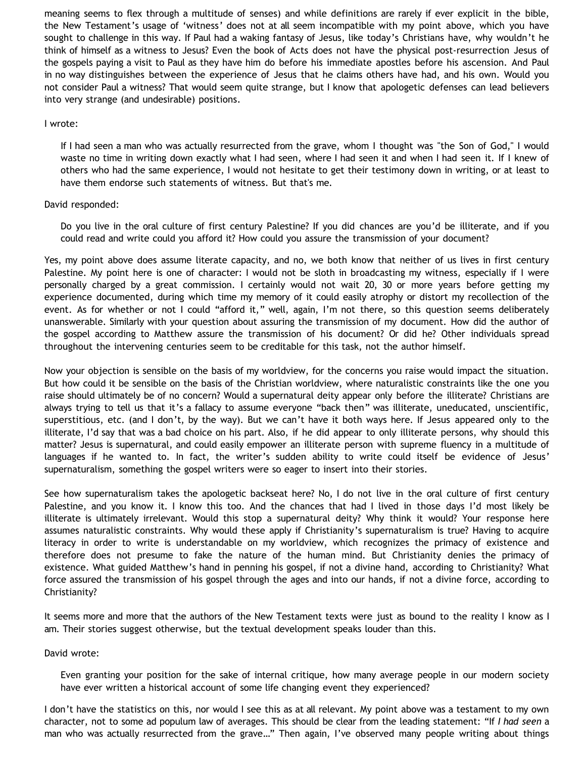meaning seems to flex through a multitude of senses) and while definitions are rarely if ever explicit in the bible, the New Testament's usage of 'witness' does not at all seem incompatible with my point above, which you have sought to challenge in this way. If Paul had a waking fantasy of Jesus, like today's Christians have, why wouldn't he think of himself as a witness to Jesus? Even the book of Acts does not have the physical post-resurrection Jesus of the gospels paying a visit to Paul as they have him do before his immediate apostles before his ascension. And Paul in no way distinguishes between the experience of Jesus that he claims others have had, and his own. Would you not consider Paul a witness? That would seem quite strange, but I know that apologetic defenses can lead believers into very strange (and undesirable) positions.

I wrote:

> If I had seen a man who was actually resurrected from the grave, whom I thought was "the Son of God," I would waste no time in writing down exactly what I had seen, where I had seen it and when I had seen it. If I knew of others who had the same experience, I would not hesitate to get their testimony down in writing, or at least to have them endorse such statements of witness. But that's me.

David responded:

> Do you live in the oral culture of first century Palestine? If you did chances are you'd be illiterate, and if you could read and write could you afford it? How could you assure the transmission of your document?

Yes, my point above does assume literate capacity, and no, we both know that neither of us lives in first century Palestine. My point here is one of character: I would not be sloth in broadcasting my witness, especially if I were personally charged by a great commission. I certainly would not wait 20, 30 or more years before getting my experience documented, during which time my memory of it could easily atrophy or distort my recollection of the event. As for whether or not I could "afford it," well, again, I'm not there, so this question seems deliberately unanswerable. Similarly with your question about assuring the transmission of my document. How did the author of the gospel according to Matthew assure the transmission of his document? Or did he? Other individuals spread throughout the intervening centuries seem to be creditable for this task, not the author himself.

Now your objection is sensible on the basis of my worldview, for the concerns you raise would impact the situation. But how could it be sensible on the basis of the Christian worldview, where naturalistic constraints like the one you raise should ultimately be of no concern? Would a supernatural deity appear only before the illiterate? Christians are always trying to tell us that it's a fallacy to assume everyone "back then" was illiterate, uneducated, unscientific, superstitious, etc. (and I don't, by the way). But we can't have it both ways here. If Jesus appeared only to the illiterate, I'd say that was a bad choice on his part. Also, if he did appear to only illiterate persons, why should this matter? Jesus is supernatural, and could easily empower an illiterate person with supreme fluency in a multitude of languages if he wanted to. In fact, the writer's sudden ability to write could itself be evidence of Jesus' supernaturalism, something the gospel writers were so eager to insert into their stories.

See how supernaturalism takes the apologetic backseat here? No, I do not live in the oral culture of first century Palestine, and you know it. I know this too. And the chances that had I lived in those days I'd most likely be illiterate is ultimately irrelevant. Would this stop a supernatural deity? Why think it would? Your response here assumes naturalistic constraints. Why would these apply if Christianity's supernaturalism is true? Having to acquire literacy in order to write is understandable on my worldview, which recognizes the primacy of existence and therefore does not presume to fake the nature of the human mind. But Christianity denies the primacy of existence. What guided Matthew's hand in penning his gospel, if not a divine hand, according to Christianity? What force assured the transmission of his gospel through the ages and into our hands, if not a divine force, according to Christianity?

It seems more and more that the authors of the New Testament texts were just as bound to the reality I know as I am. Their stories suggest otherwise, but the textual development speaks louder than this.

David wrote:

> Even granting your position for the sake of internal critique, how many average people in our modern society have ever written a historical account of some life changing event they experienced?

I don't have the statistics on this, nor would I see this as at all relevant. My point above was a testament to my own character, not to some ad populum law of averages. This should be clear from the leading statement: "If *I had seen* a man who was actually resurrected from the grave…" Then again, I've observed many people writing about things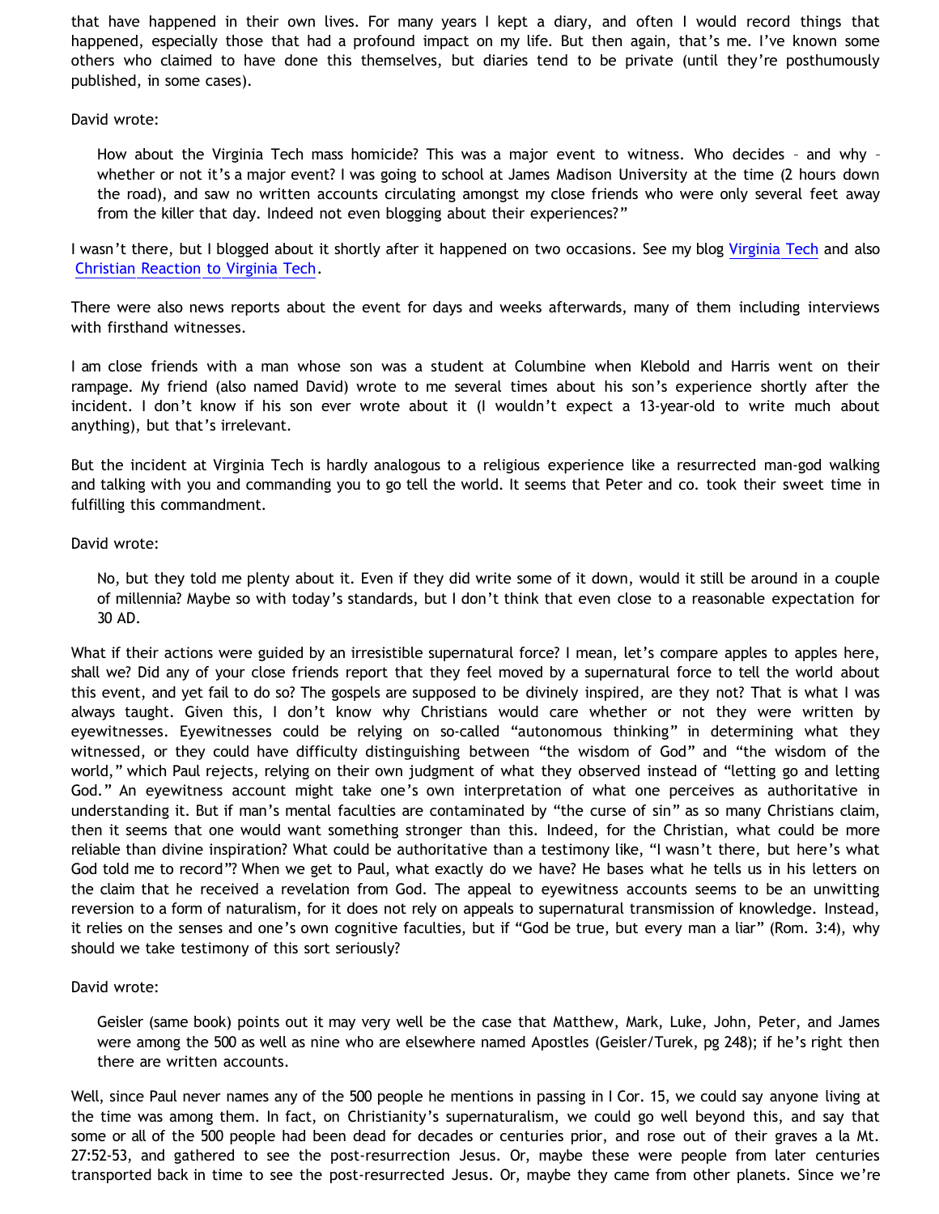that have happened in their own lives. For many years I kept a diary, and often I would record things that happened, especially those that had a profound impact on my life. But then again, that's me. I've known some others who claimed to have done this themselves, but diaries tend to be private (until they're posthumously published, in some cases).

David wrote:

> How about the Virginia Tech mass homicide? This was a major event to witness. Who decides – and why – whether or not it's a major event? I was going to school at James Madison University at the time (2 hours down the road), and saw no written accounts circulating amongst my close friends who were only several feet away from the killer that day. Indeed not even blogging about their experiences?"

I wasn't there, but I blogged about it shortly after it happened on two occasions. See my blog Virginia Tech and also Christian Reaction to Virginia Tech.

There were also news reports about the event for days and weeks afterwards, many of them including interviews with firsthand witnesses.

I am close friends with a man whose son was a student at Columbine when Klebold and Harris went on their rampage. My friend (also named David) wrote to me several times about his son's experience shortly after the incident. I don't know if his son ever wrote about it (I wouldn't expect a 13-year-old to write much about anything), but that's irrelevant.

But the incident at Virginia Tech is hardly analogous to a religious experience like a resurrected man-god walking and talking with you and commanding you to go tell the world. It seems that Peter and co. took their sweet time in fulfilling this commandment.

David wrote:

> No, but they told me plenty about it. Even if they did write some of it down, would it still be around in a couple of millennia? Maybe so with today's standards, but I don't think that even close to a reasonable expectation for 30 AD.

What if their actions were guided by an irresistible supernatural force? I mean, let's compare apples to apples here, shall we? Did any of your close friends report that they feel moved by a supernatural force to tell the world about this event, and yet fail to do so? The gospels are supposed to be divinely inspired, are they not? That is what I was always taught. Given this, I don't know why Christians would care whether or not they were written by eyewitnesses. Eyewitnesses could be relying on so-called "autonomous thinking" in determining what they witnessed, or they could have difficulty distinguishing between "the wisdom of God" and "the wisdom of the world," which Paul rejects, relying on their own judgment of what they observed instead of "letting go and letting God." An eyewitness account might take one's own interpretation of what one perceives as authoritative in understanding it. But if man's mental faculties are contaminated by "the curse of sin" as so many Christians claim, then it seems that one would want something stronger than this. Indeed, for the Christian, what could be more reliable than divine inspiration? What could be authoritative than a testimony like, "I wasn't there, but here's what God told me to record"? When we get to Paul, what exactly do we have? He bases what he tells us in his letters on the claim that he received a revelation from God. The appeal to eyewitness accounts seems to be an unwitting reversion to a form of naturalism, for it does not rely on appeals to supernatural transmission of knowledge. Instead, it relies on the senses and one's own cognitive faculties, but if "God be true, but every man a liar" (Rom. 3:4), why should we take testimony of this sort seriously?

David wrote:

> Geisler (same book) points out it may very well be the case that Matthew, Mark, Luke, John, Peter, and James were among the 500 as well as nine who are elsewhere named Apostles (Geisler/Turek, pg 248); if he's right then there are written accounts.

Well, since Paul never names any of the 500 people he mentions in passing in I Cor. 15, we could say anyone living at the time was among them. In fact, on Christianity's supernaturalism, we could go well beyond this, and say that some or all of the 500 people had been dead for decades or centuries prior, and rose out of their graves a la Mt. 27:52-53, and gathered to see the post-resurrection Jesus. Or, maybe these were people from later centuries transported back in time to see the post-resurrected Jesus. Or, maybe they came from other planets. Since we're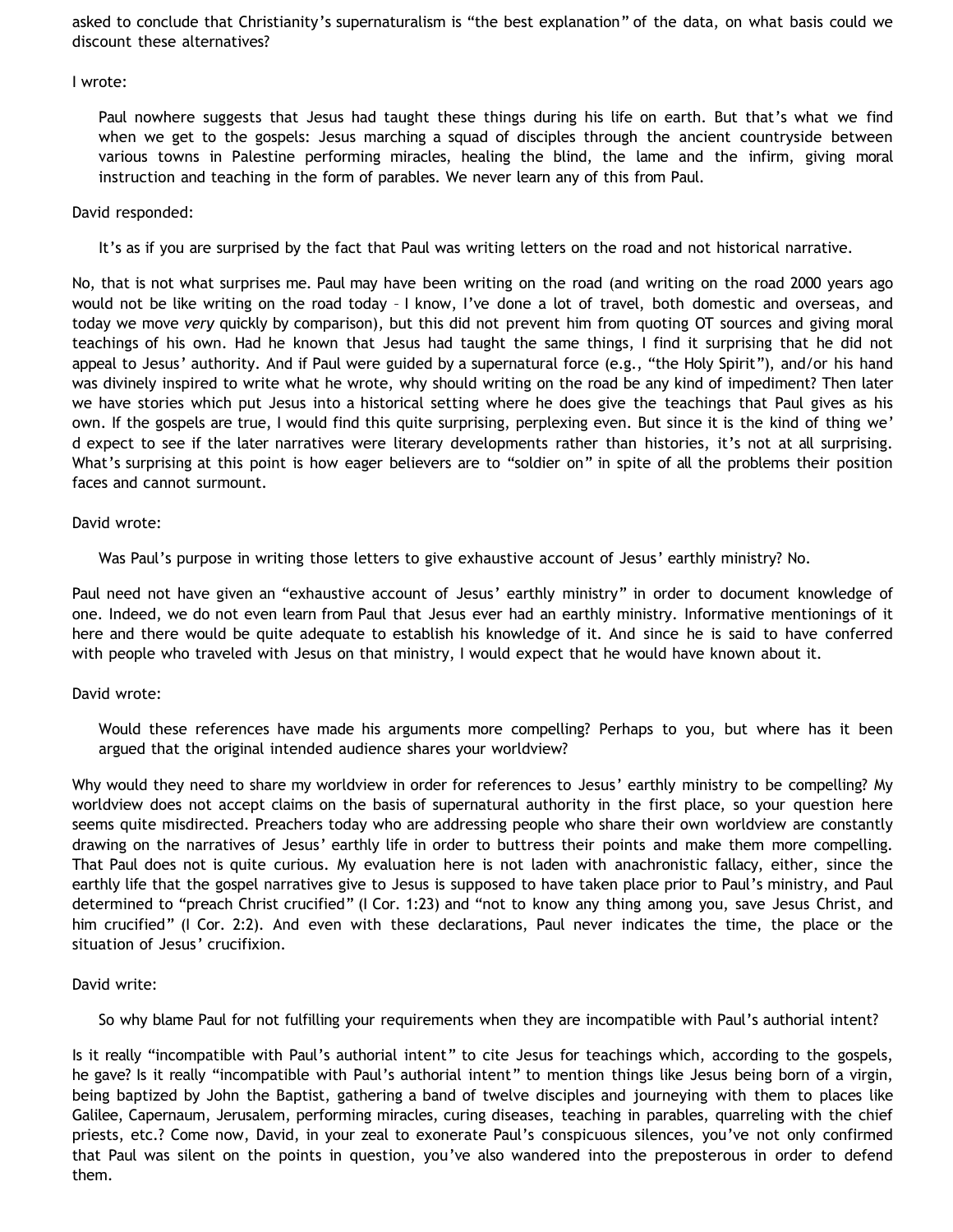asked to conclude that Christianity's supernaturalism is "the best explanation" of the data, on what basis could we discount these alternatives?

I wrote:

> Paul nowhere suggests that Jesus had taught these things during his life on earth. But that's what we find when we get to the gospels: Jesus marching a squad of disciples through the ancient countryside between various towns in Palestine performing miracles, healing the blind, the lame and the infirm, giving moral instruction and teaching in the form of parables. We never learn any of this from Paul.

David responded:

> It's as if you are surprised by the fact that Paul was writing letters on the road and not historical narrative.

No, that is not what surprises me. Paul may have been writing on the road (and writing on the road 2000 years ago would not be like writing on the road today – I know, I've done a lot of travel, both domestic and overseas, and today we move *very* quickly by comparison), but this did not prevent him from quoting OT sources and giving moral teachings of his own. Had he known that Jesus had taught the same things, I find it surprising that he did not appeal to Jesus' authority. And if Paul were guided by a supernatural force (e.g., "the Holy Spirit"), and/or his hand was divinely inspired to write what he wrote, why should writing on the road be any kind of impediment? Then later we have stories which put Jesus into a historical setting where he does give the teachings that Paul gives as his own. If the gospels are true, I would find this quite surprising, perplexing even. But since it is the kind of thing we'd expect to see if the later narratives were literary developments rather than histories, it's not at all surprising. What's surprising at this point is how eager believers are to "soldier on" in spite of all the problems their position faces and cannot surmount.

David wrote:

> Was Paul's purpose in writing those letters to give exhaustive account of Jesus' earthly ministry? No.

Paul need not have given an "exhaustive account of Jesus' earthly ministry" in order to document knowledge of one. Indeed, we do not even learn from Paul that Jesus ever had an earthly ministry. Informative mentionings of it here and there would be quite adequate to establish his knowledge of it. And since he is said to have conferred with people who traveled with Jesus on that ministry, I would expect that he would have known about it.

David wrote:

> Would these references have made his arguments more compelling? Perhaps to you, but where has it been argued that the original intended audience shares your worldview?

Why would they need to share my worldview in order for references to Jesus' earthly ministry to be compelling? My worldview does not accept claims on the basis of supernatural authority in the first place, so your question here seems quite misdirected. Preachers today who are addressing people who share their own worldview are constantly drawing on the narratives of Jesus' earthly life in order to buttress their points and make them more compelling. That Paul does not is quite curious. My evaluation here is not laden with anachronistic fallacy, either, since the earthly life that the gospel narratives give to Jesus is supposed to have taken place prior to Paul's ministry, and Paul determined to "preach Christ crucified" (I Cor. 1:23) and "not to know any thing among you, save Jesus Christ, and him crucified" (I Cor. 2:2). And even with these declarations, Paul never indicates the time, the place or the situation of Jesus' crucifixion.

David write:

> So why blame Paul for not fulfilling your requirements when they are incompatible with Paul's authorial intent?

Is it really "incompatible with Paul's authorial intent" to cite Jesus for teachings which, according to the gospels, he gave? Is it really "incompatible with Paul's authorial intent" to mention things like Jesus being born of a virgin, being baptized by John the Baptist, gathering a band of twelve disciples and journeying with them to places like Galilee, Capernaum, Jerusalem, performing miracles, curing diseases, teaching in parables, quarreling with the chief priests, etc.? Come now, David, in your zeal to exonerate Paul's conspicuous silences, you've not only confirmed that Paul was silent on the points in question, you've also wandered into the preposterous in order to defend them.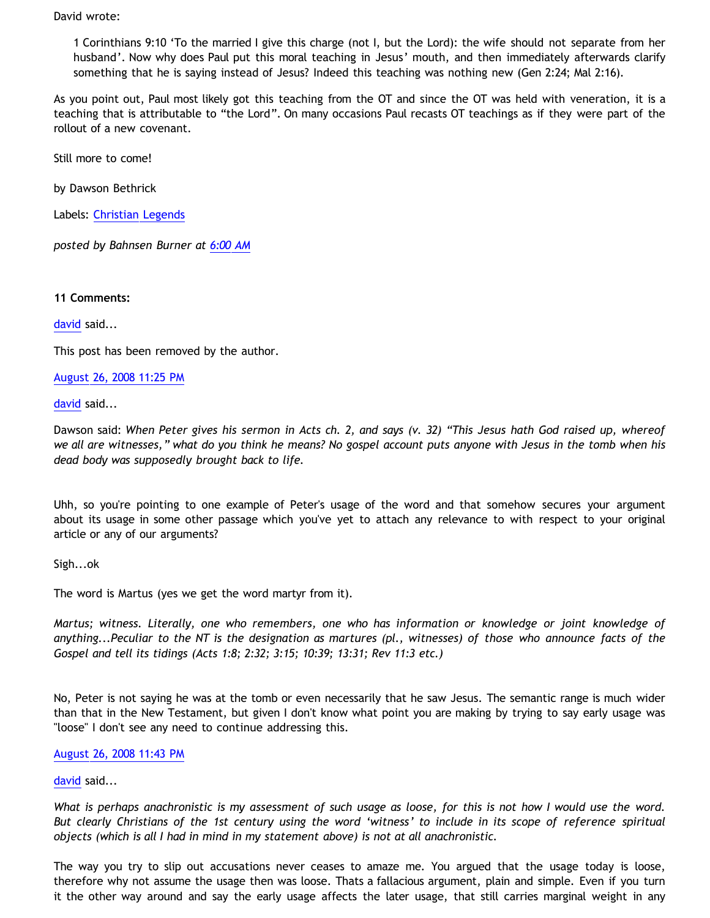David wrote:

> 1 Corinthians 9:10 'To the married I give this charge (not I, but the Lord): the wife should not separate from her husband'. Now why does Paul put this moral teaching in Jesus' mouth, and then immediately afterwards clarify something that he is saying instead of Jesus? Indeed this teaching was nothing new (Gen 2:24; Mal 2:16).

As you point out, Paul most likely got this teaching from the OT and since the OT was held with veneration, it is a teaching that is attributable to "the Lord". On many occasions Paul recasts OT teachings as if they were part of the rollout of a new covenant.

Still more to come!

by Dawson Bethrick

Labels: Christian Legends

*posted by Bahnsen Burner at 6:00 AM*

**11 Comments:**

david said...

This post has been removed by the author.

August 26, 2008 11:25 PM

david said...

Dawson said: *When Peter gives his sermon in Acts ch. 2, and says (v. 32) "This Jesus hath God raised up, whereof we all are witnesses," what do you think he means? No gospel account puts anyone with Jesus in the tomb when his dead body was supposedly brought back to life.*

Uhh, so you're pointing to one example of Peter's usage of the word and that somehow secures your argument about its usage in some other passage which you've yet to attach any relevance to with respect to your original article or any of our arguments?

Sigh...ok

The word is Martus (yes we get the word martyr from it).

*Martus; witness. Literally, one who remembers, one who has information or knowledge or joint knowledge of anything...Peculiar to the NT is the designation as martures (pl., witnesses) of those who announce facts of the Gospel and tell its tidings (Acts 1:8; 2:32; 3:15; 10:39; 13:31; Rev 11:3 etc.)*

No, Peter is not saying he was at the tomb or even necessarily that he saw Jesus. The semantic range is much wider than that in the New Testament, but given I don't know what point you are making by trying to say early usage was "loose" I don't see any need to continue addressing this.

August 26, 2008 11:43 PM

david said...

*What is perhaps anachronistic is my assessment of such usage as loose, for this is not how I would use the word. But clearly Christians of the 1st century using the word 'witness' to include in its scope of reference spiritual objects (which is all I had in mind in my statement above) is not at all anachronistic.*

The way you try to slip out accusations never ceases to amaze me. You argued that the usage today is loose, therefore why not assume the usage then was loose. Thats a fallacious argument, plain and simple. Even if you turn it the other way around and say the early usage affects the later usage, that still carries marginal weight in any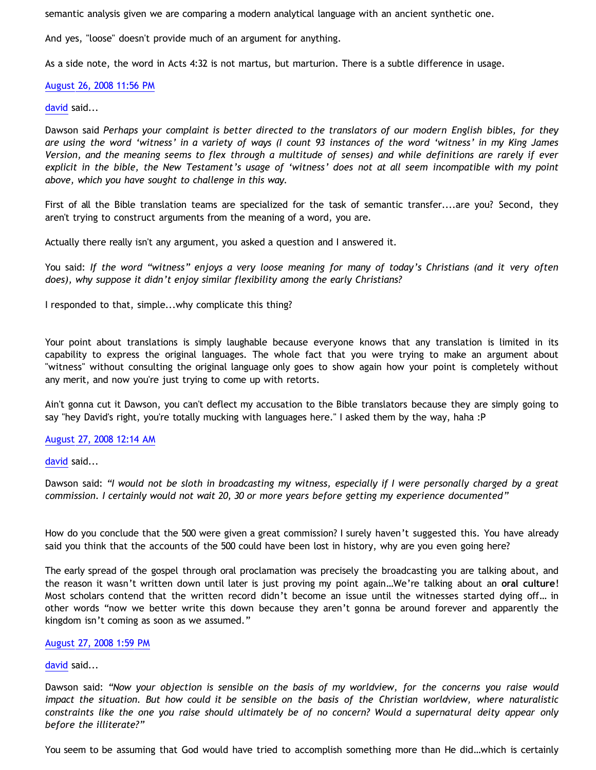semantic analysis given we are comparing a modern analytical language with an ancient synthetic one.

And yes, "loose" doesn't provide much of an argument for anything.

As a side note, the word in Acts 4:32 is not martus, but marturion. There is a subtle difference in usage.

[August 26, 2008 11:56 PM]

[david] said...

Dawson said *Perhaps your complaint is better directed to the translators of our modern English bibles, for they are using the word 'witness' in a variety of ways (I count 93 instances of the word 'witness' in my King James Version, and the meaning seems to flex through a multitude of senses) and while definitions are rarely if ever explicit in the bible, the New Testament's usage of 'witness' does not at all seem incompatible with my point above, which you have sought to challenge in this way.*

First of all the Bible translation teams are specialized for the task of semantic transfer....are you? Second, they aren't trying to construct arguments from the meaning of a word, you are.

Actually there really isn't any argument, you asked a question and I answered it.

You said: *If the word "witness" enjoys a very loose meaning for many of today's Christians (and it very often does), why suppose it didn't enjoy similar flexibility among the early Christians?*

I responded to that, simple...why complicate this thing?

Your point about translations is simply laughable because everyone knows that any translation is limited in its capability to express the original languages. The whole fact that you were trying to make an argument about "witness" without consulting the original language only goes to show again how your point is completely without any merit, and now you're just trying to come up with retorts.

Ain't gonna cut it Dawson, you can't deflect my accusation to the Bible translators because they are simply going to say "hey David's right, you're totally mucking with languages here." I asked them by the way, haha :P

[August 27, 2008 12:14 AM]

[david] said...

Dawson said: *"I would not be sloth in broadcasting my witness, especially if I were personally charged by a great commission. I certainly would not wait 20, 30 or more years before getting my experience documented"*

How do you conclude that the 500 were given a great commission? I surely haven't suggested this. You have already said you think that the accounts of the 500 could have been lost in history, why are you even going here?

The early spread of the gospel through oral proclamation was precisely the broadcasting you are talking about, and the reason it wasn't written down until later is just proving my point again…We're talking about an **oral culture**! Most scholars contend that the written record didn't become an issue until the witnesses started dying off… in other words "now we better write this down because they aren't gonna be around forever and apparently the kingdom isn't coming as soon as we assumed."

[August 27, 2008 1:59 PM]

[david] said...

Dawson said: *"Now your objection is sensible on the basis of my worldview, for the concerns you raise would impact the situation. But how could it be sensible on the basis of the Christian worldview, where naturalistic constraints like the one you raise should ultimately be of no concern? Would a supernatural deity appear only before the illiterate?"*

You seem to be assuming that God would have tried to accomplish something more than He did…which is certainly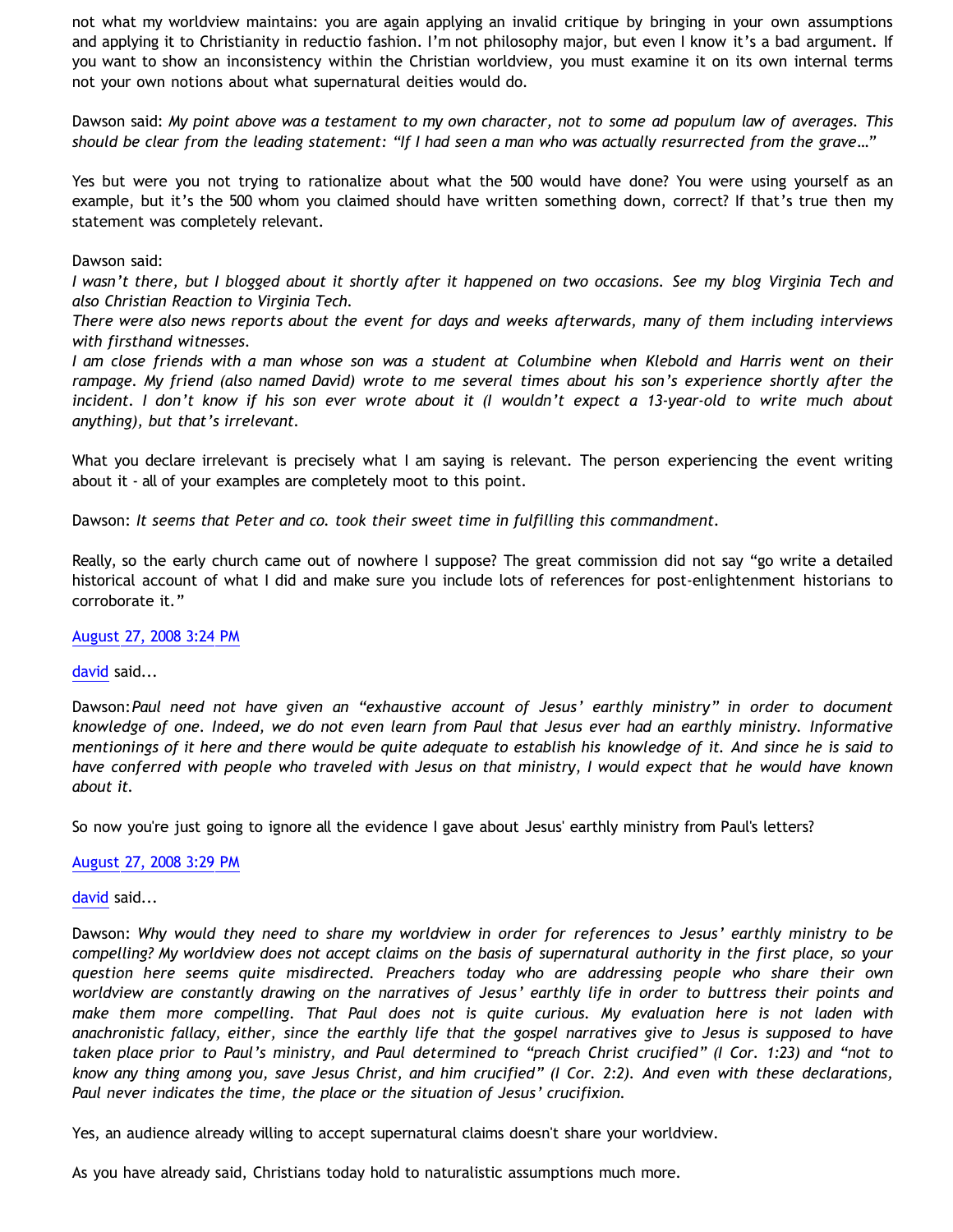not what my worldview maintains: you are again applying an invalid critique by bringing in your own assumptions and applying it to Christianity in reductio fashion. I'm not philosophy major, but even I know it's a bad argument. If you want to show an inconsistency within the Christian worldview, you must examine it on its own internal terms not your own notions about what supernatural deities would do.

Dawson said: *My point above was a testament to my own character, not to some ad populum law of averages. This should be clear from the leading statement: "If I had seen a man who was actually resurrected from the grave…"*

Yes but were you not trying to rationalize about what the 500 would have done? You were using yourself as an example, but it's the 500 whom you claimed should have written something down, correct? If that's true then my statement was completely relevant.

Dawson said:
*I wasn't there, but I blogged about it shortly after it happened on two occasions. See my blog Virginia Tech and also Christian Reaction to Virginia Tech.*
*There were also news reports about the event for days and weeks afterwards, many of them including interviews with firsthand witnesses.*
*I am close friends with a man whose son was a student at Columbine when Klebold and Harris went on their rampage. My friend (also named David) wrote to me several times about his son's experience shortly after the incident. I don't know if his son ever wrote about it (I wouldn't expect a 13-year-old to write much about anything), but that's irrelevant.*

What you declare irrelevant is precisely what I am saying is relevant. The person experiencing the event writing about it - all of your examples are completely moot to this point.

Dawson: *It seems that Peter and co. took their sweet time in fulfilling this commandment.*

Really, so the early church came out of nowhere I suppose? The great commission did not say "go write a detailed historical account of what I did and make sure you include lots of references for post-enlightenment historians to corroborate it."

August 27, 2008 3:24 PM

david said...

Dawson: *Paul need not have given an "exhaustive account of Jesus' earthly ministry" in order to document knowledge of one. Indeed, we do not even learn from Paul that Jesus ever had an earthly ministry. Informative mentionings of it here and there would be quite adequate to establish his knowledge of it. And since he is said to have conferred with people who traveled with Jesus on that ministry, I would expect that he would have known about it.*

So now you're just going to ignore all the evidence I gave about Jesus' earthly ministry from Paul's letters?

August 27, 2008 3:29 PM

david said...

Dawson: *Why would they need to share my worldview in order for references to Jesus' earthly ministry to be compelling? My worldview does not accept claims on the basis of supernatural authority in the first place, so your question here seems quite misdirected. Preachers today who are addressing people who share their own worldview are constantly drawing on the narratives of Jesus' earthly life in order to buttress their points and make them more compelling. That Paul does not is quite curious. My evaluation here is not laden with anachronistic fallacy, either, since the earthly life that the gospel narratives give to Jesus is supposed to have taken place prior to Paul's ministry, and Paul determined to "preach Christ crucified" (I Cor. 1:23) and "not to know any thing among you, save Jesus Christ, and him crucified" (I Cor. 2:2). And even with these declarations, Paul never indicates the time, the place or the situation of Jesus' crucifixion.*

Yes, an audience already willing to accept supernatural claims doesn't share your worldview.

As you have already said, Christians today hold to naturalistic assumptions much more.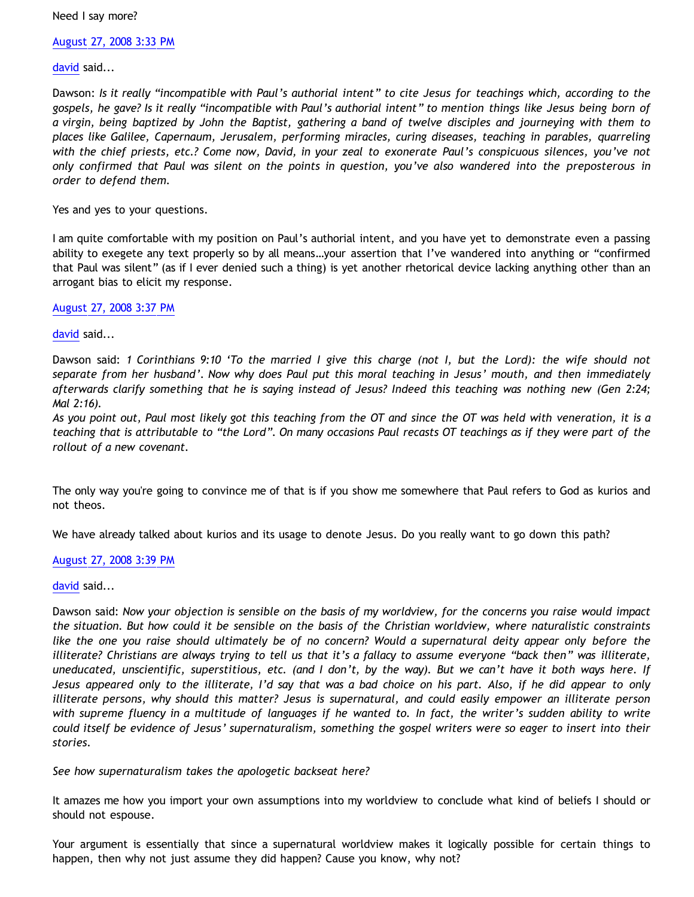Need I say more?

August 27, 2008 3:33 PM

david said...

Dawson: *Is it really "incompatible with Paul's authorial intent" to cite Jesus for teachings which, according to the gospels, he gave? Is it really "incompatible with Paul's authorial intent" to mention things like Jesus being born of a virgin, being baptized by John the Baptist, gathering a band of twelve disciples and journeying with them to places like Galilee, Capernaum, Jerusalem, performing miracles, curing diseases, teaching in parables, quarreling with the chief priests, etc.? Come now, David, in your zeal to exonerate Paul's conspicuous silences, you've not only confirmed that Paul was silent on the points in question, you've also wandered into the preposterous in order to defend them.*

Yes and yes to your questions.

I am quite comfortable with my position on Paul's authorial intent, and you have yet to demonstrate even a passing ability to exegete any text properly so by all means…your assertion that I've wandered into anything or "confirmed that Paul was silent" (as if I ever denied such a thing) is yet another rhetorical device lacking anything other than an arrogant bias to elicit my response.

August 27, 2008 3:37 PM

david said...

Dawson said: *1 Corinthians 9:10 'To the married I give this charge (not I, but the Lord): the wife should not separate from her husband'. Now why does Paul put this moral teaching in Jesus' mouth, and then immediately afterwards clarify something that he is saying instead of Jesus? Indeed this teaching was nothing new (Gen 2:24; Mal 2:16).*
*As you point out, Paul most likely got this teaching from the OT and since the OT was held with veneration, it is a teaching that is attributable to "the Lord". On many occasions Paul recasts OT teachings as if they were part of the rollout of a new covenant.*

The only way you're going to convince me of that is if you show me somewhere that Paul refers to God as kurios and not theos.

We have already talked about kurios and its usage to denote Jesus. Do you really want to go down this path?

August 27, 2008 3:39 PM

david said...

Dawson said: *Now your objection is sensible on the basis of my worldview, for the concerns you raise would impact the situation. But how could it be sensible on the basis of the Christian worldview, where naturalistic constraints like the one you raise should ultimately be of no concern? Would a supernatural deity appear only before the illiterate? Christians are always trying to tell us that it's a fallacy to assume everyone "back then" was illiterate, uneducated, unscientific, superstitious, etc. (and I don't, by the way). But we can't have it both ways here. If Jesus appeared only to the illiterate, I'd say that was a bad choice on his part. Also, if he did appear to only illiterate persons, why should this matter? Jesus is supernatural, and could easily empower an illiterate person with supreme fluency in a multitude of languages if he wanted to. In fact, the writer's sudden ability to write could itself be evidence of Jesus' supernaturalism, something the gospel writers were so eager to insert into their stories.*

*See how supernaturalism takes the apologetic backseat here?*

It amazes me how you import your own assumptions into my worldview to conclude what kind of beliefs I should or should not espouse.

Your argument is essentially that since a supernatural worldview makes it logically possible for certain things to happen, then why not just assume they did happen? Cause you know, why not?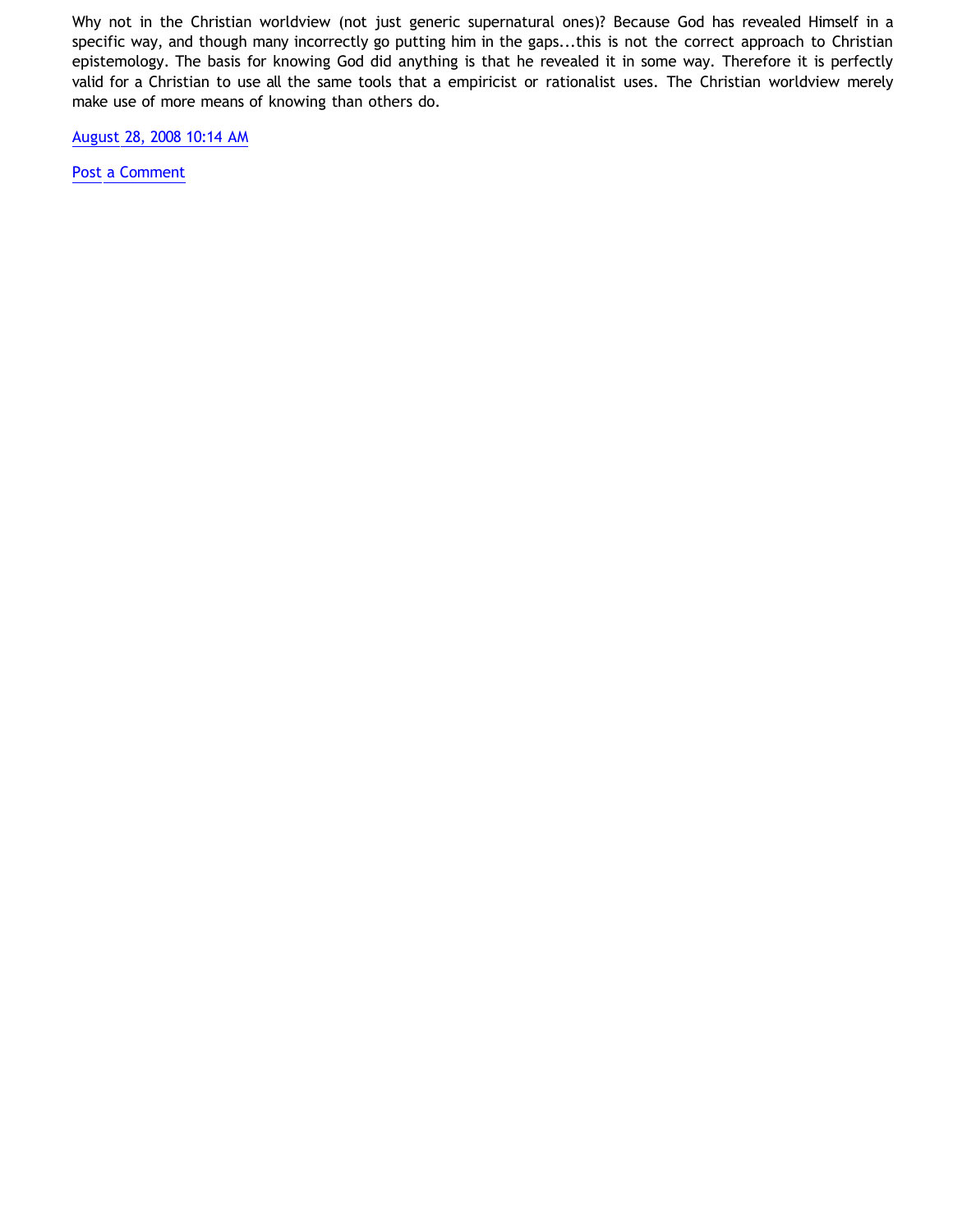Why not in the Christian worldview (not just generic supernatural ones)? Because God has revealed Himself in a specific way, and though many incorrectly go putting him in the gaps...this is not the correct approach to Christian epistemology. The basis for knowing God did anything is that he revealed it in some way. Therefore it is perfectly valid for a Christian to use all the same tools that a empiricist or rationalist uses. The Christian worldview merely make use of more means of knowing than others do.

August 28, 2008 10:14 AM

Post a Comment